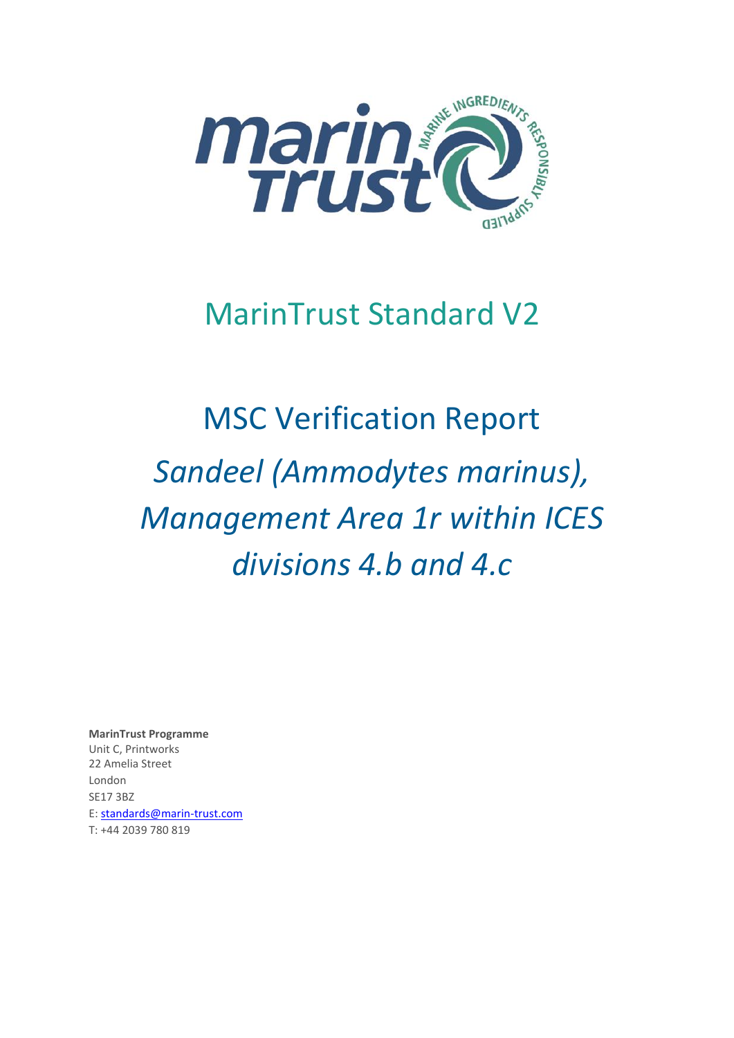# MarinTrust Standard V2

# MSC Verification Report

## *Sandeel (Ammodytes marinus), Management Area 1r within ICES divisions 4.b and 4.c*

**MarinTrust Programme**
Unit C, Printworks
22 Amelia Street
London
SE17 3BZ
E: standards@marin-trust.com
T: +44 2039 780 819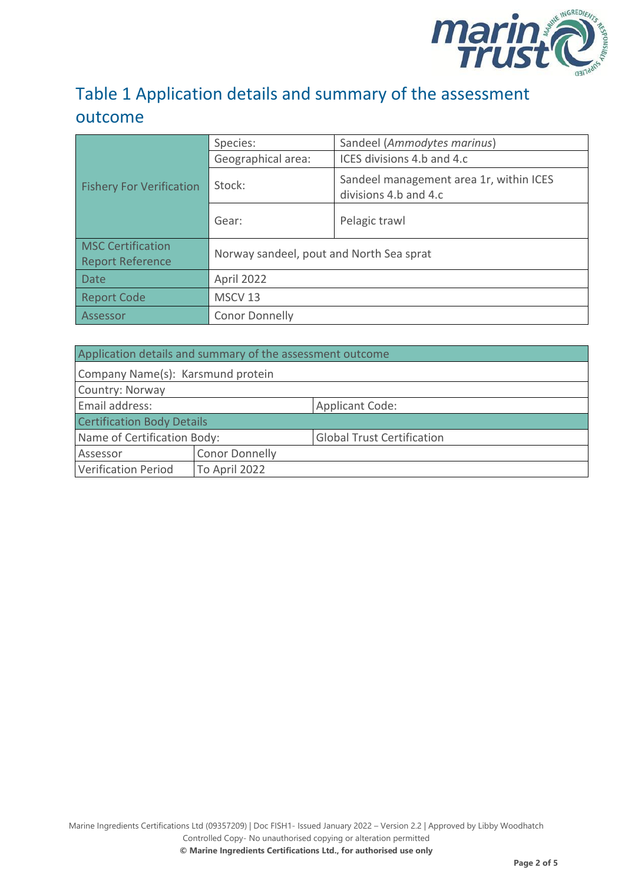# Table 1 Application details and summary of the assessment outcome

| Fishery For Verification | Species: | Sandeel (*Ammodytes marinus*) |
|---|---|---|
| | Geographical area: | ICES divisions 4.b and 4.c |
| | Stock: | Sandeel management area 1r, within ICES divisions 4.b and 4.c |
| | Gear: | Pelagic trawl |
| MSC Certification Report Reference | Norway sandeel, pout and North Sea sprat | |
| Date | April 2022 | |
| Report Code | MSCV 13 | |
| Assessor | Conor Donnelly | |

| Application details and summary of the assessment outcome | | |
|---|---|---|
| Company Name(s): Karsmund protein | | |
| Country: Norway | | |
| Email address: | | Applicant Code: |
| Certification Body Details | | |
| Name of Certification Body: | | Global Trust Certification |
| Assessor | Conor Donnelly | |
| Verification Period | To April 2022 | |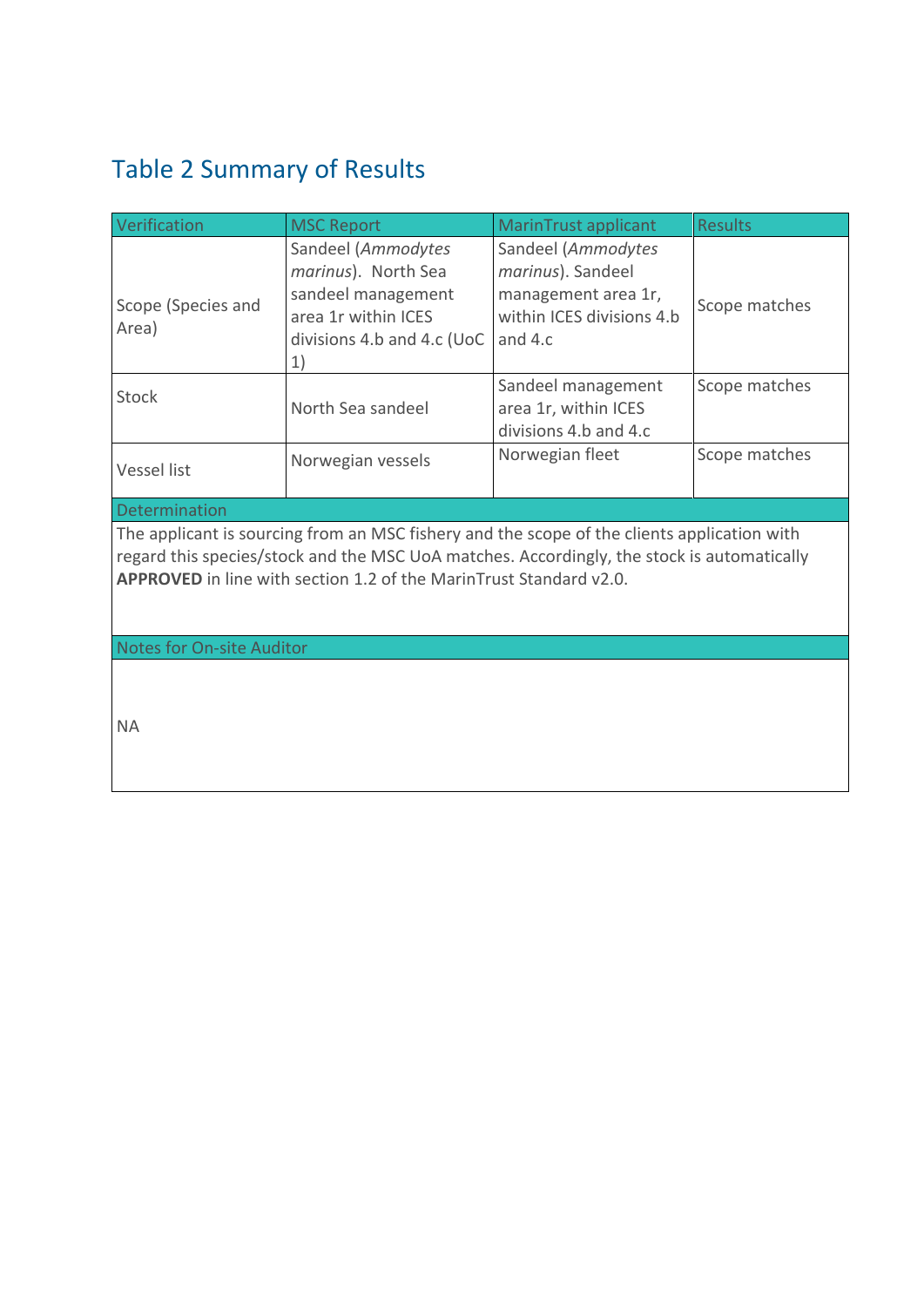## Table 2 Summary of Results

| Verification | MSC Report | MarinTrust applicant | Results |
|---|---|---|---|
| Scope (Species and Area) | Sandeel (*Ammodytes marinus*). North Sea sandeel management area 1r within ICES divisions 4.b and 4.c (UoC 1) | Sandeel (*Ammodytes marinus*). Sandeel management area 1r, within ICES divisions 4.b and 4.c | Scope matches |
| Stock | North Sea sandeel | Sandeel management area 1r, within ICES divisions 4.b and 4.c | Scope matches |
| Vessel list | Norwegian vessels | Norwegian fleet | Scope matches |

| Determination |
|---|
| The applicant is sourcing from an MSC fishery and the scope of the clients application with regard this species/stock and the MSC UoA matches. Accordingly, the stock is automatically **APPROVED** in line with section 1.2 of the MarinTrust Standard v2.0. |

| Notes for On-site Auditor |
|---|
| NA |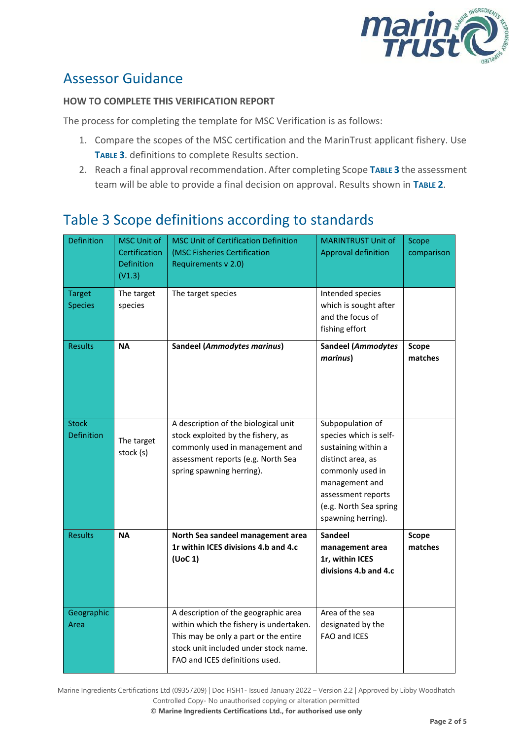# Assessor Guidance

### HOW TO COMPLETE THIS VERIFICATION REPORT

The process for completing the template for MSC Verification is as follows:

1. Compare the scopes of the MSC certification and the MarinTrust applicant fishery. Use **TABLE 3**. definitions to complete Results section.
2. Reach a final approval recommendation. After completing Scope **TABLE 3** the assessment team will be able to provide a final decision on approval. Results shown in **TABLE 2**.

## Table 3 Scope definitions according to standards

| Definition | MSC Unit of Certification Definition (V1.3) | MSC Unit of Certification Definition (MSC Fisheries Certification Requirements v 2.0) | MARINTRUST Unit of Approval definition | Scope comparison |
|---|---|---|---|---|
| Target Species | The target species | The target species | Intended species which is sought after and the focus of fishing effort | |
| Results | **NA** | **Sandeel (*Ammodytes marinus*)** | **Sandeel (*Ammodytes marinus*)** | **Scope matches** |
| Stock Definition | The target stock (s) | A description of the biological unit stock exploited by the fishery, as commonly used in management and assessment reports (e.g. North Sea spring spawning herring). | Subpopulation of species which is self-sustaining within a distinct area, as commonly used in management and assessment reports (e.g. North Sea spring spawning herring). | |
| Results | **NA** | **North Sea sandeel management area 1r within ICES divisions 4.b and 4.c (UoC 1)** | **Sandeel management area 1r, within ICES divisions 4.b and 4.c** | **Scope matches** |
| Geographic Area | | A description of the geographic area within which the fishery is undertaken. This may be only a part or the entire stock unit included under stock name. FAO and ICES definitions used. | Area of the sea designated by the FAO and ICES | |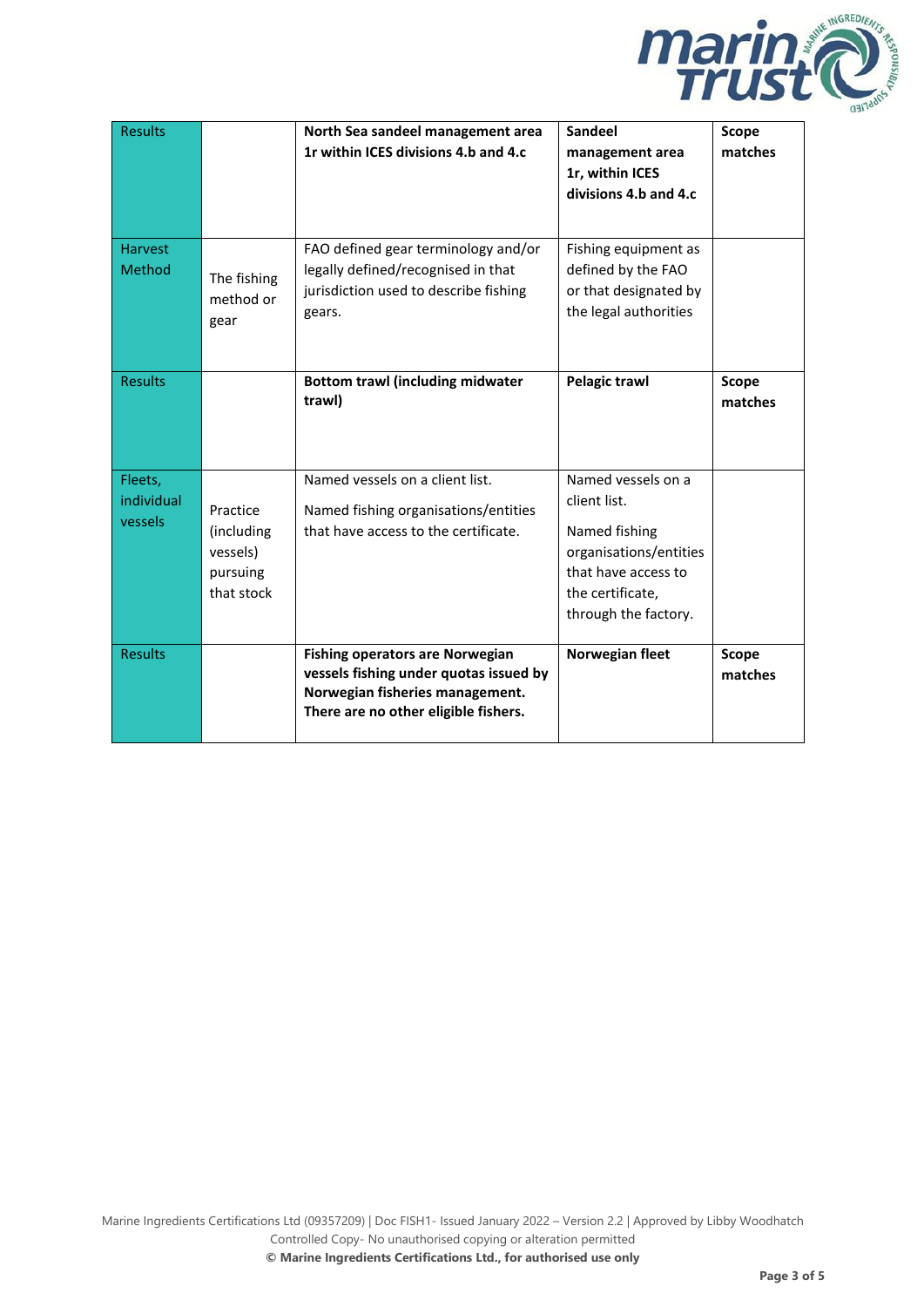| | | | | |
|---|---|---|---|---|
| Results | | **North Sea sandeel management area 1r within ICES divisions 4.b and 4.c** | **Sandeel management area 1r, within ICES divisions 4.b and 4.c** | **Scope matches** |
| Harvest Method | The fishing method or gear | FAO defined gear terminology and/or legally defined/recognised in that jurisdiction used to describe fishing gears. | Fishing equipment as defined by the FAO or that designated by the legal authorities | |
| Results | | **Bottom trawl (including midwater trawl)** | **Pelagic trawl** | **Scope matches** |
| Fleets, individual vessels | Practice (including vessels) pursuing that stock | Named vessels on a client list.<br><br>Named fishing organisations/entities that have access to the certificate. | Named vessels on a client list.<br><br>Named fishing organisations/entities that have access to the certificate, through the factory. | |
| Results | | **Fishing operators are Norwegian vessels fishing under quotas issued by Norwegian fisheries management. There are no other eligible fishers.** | **Norwegian fleet** | **Scope matches** |